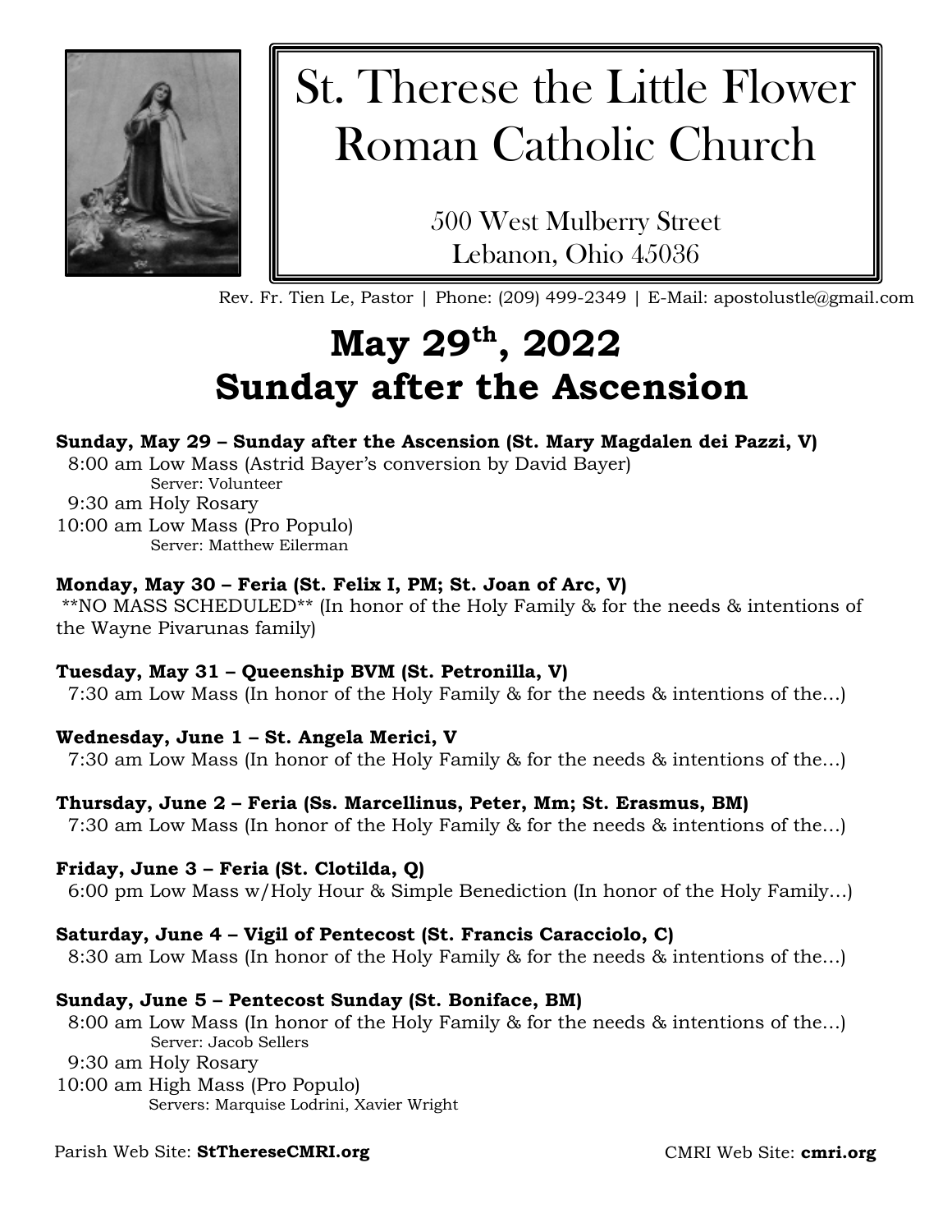# St. Therese the Little Flower Roman Catholic Church

500 West Mulberry Street
Lebanon, Ohio 45036

Rev. Fr. Tien Le, Pastor | Phone: (209) 499-2349 | E-Mail: apostolustle@gmail.com

## May 29th, 2022
## Sunday after the Ascension

**Sunday, May 29 – Sunday after the Ascension (St. Mary Magdalen dei Pazzi, V)**
8:00 am Low Mass (Astrid Bayer's conversion by David Bayer)
Server: Volunteer
9:30 am Holy Rosary
10:00 am Low Mass (Pro Populo)
Server: Matthew Eilerman

**Monday, May 30 – Feria (St. Felix I, PM; St. Joan of Arc, V)**
**NO MASS SCHEDULED** (In honor of the Holy Family & for the needs & intentions of the Wayne Pivarunas family)

**Tuesday, May 31 – Queenship BVM (St. Petronilla, V)**
7:30 am Low Mass (In honor of the Holy Family & for the needs & intentions of the…)

**Wednesday, June 1 – St. Angela Merici, V**
7:30 am Low Mass (In honor of the Holy Family & for the needs & intentions of the…)

**Thursday, June 2 – Feria (Ss. Marcellinus, Peter, Mm; St. Erasmus, BM)**
7:30 am Low Mass (In honor of the Holy Family & for the needs & intentions of the…)

**Friday, June 3 – Feria (St. Clotilda, Q)**
6:00 pm Low Mass w/Holy Hour & Simple Benediction (In honor of the Holy Family…)

**Saturday, June 4 – Vigil of Pentecost (St. Francis Caracciolo, C)**
8:30 am Low Mass (In honor of the Holy Family & for the needs & intentions of the…)

**Sunday, June 5 – Pentecost Sunday (St. Boniface, BM)**
8:00 am Low Mass (In honor of the Holy Family & for the needs & intentions of the…)
Server: Jacob Sellers
9:30 am Holy Rosary
10:00 am High Mass (Pro Populo)
Servers: Marquise Lodrini, Xavier Wright

Parish Web Site: **StThereseCMRI.org**  CMRI Web Site: **cmri.org**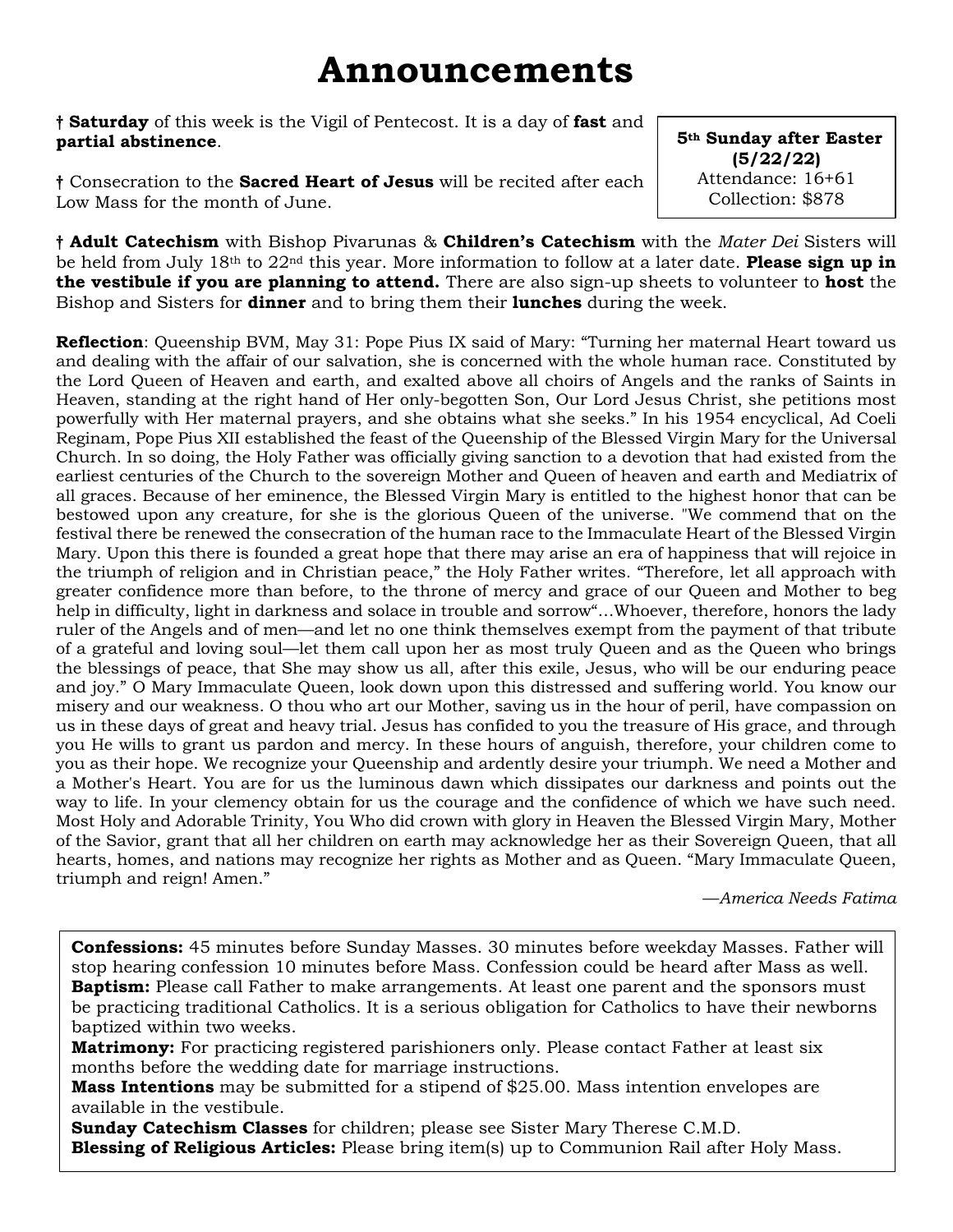# Announcements

**5th Sunday after Easter (5/22/22)**
Attendance: 16+61
Collection: $878

† **Saturday** of this week is the Vigil of Pentecost. It is a day of **fast** and **partial abstinence**.

† Consecration to the **Sacred Heart of Jesus** will be recited after each Low Mass for the month of June.

† **Adult Catechism** with Bishop Pivarunas & **Children's Catechism** with the *Mater Dei* Sisters will be held from July 18th to 22nd this year. More information to follow at a later date. **Please sign up in the vestibule if you are planning to attend.** There are also sign-up sheets to volunteer to **host** the Bishop and Sisters for **dinner** and to bring them their **lunches** during the week.

**Reflection**: Queenship BVM, May 31: Pope Pius IX said of Mary: "Turning her maternal Heart toward us and dealing with the affair of our salvation, she is concerned with the whole human race. Constituted by the Lord Queen of Heaven and earth, and exalted above all choirs of Angels and the ranks of Saints in Heaven, standing at the right hand of Her only-begotten Son, Our Lord Jesus Christ, she petitions most powerfully with Her maternal prayers, and she obtains what she seeks." In his 1954 encyclical, Ad Coeli Reginam, Pope Pius XII established the feast of the Queenship of the Blessed Virgin Mary for the Universal Church. In so doing, the Holy Father was officially giving sanction to a devotion that had existed from the earliest centuries of the Church to the sovereign Mother and Queen of heaven and earth and Mediatrix of all graces. Because of her eminence, the Blessed Virgin Mary is entitled to the highest honor that can be bestowed upon any creature, for she is the glorious Queen of the universe. "We commend that on the festival there be renewed the consecration of the human race to the Immaculate Heart of the Blessed Virgin Mary. Upon this there is founded a great hope that there may arise an era of happiness that will rejoice in the triumph of religion and in Christian peace," the Holy Father writes. "Therefore, let all approach with greater confidence more than before, to the throne of mercy and grace of our Queen and Mother to beg help in difficulty, light in darkness and solace in trouble and sorrow"…Whoever, therefore, honors the lady ruler of the Angels and of men—and let no one think themselves exempt from the payment of that tribute of a grateful and loving soul—let them call upon her as most truly Queen and as the Queen who brings the blessings of peace, that She may show us all, after this exile, Jesus, who will be our enduring peace and joy." O Mary Immaculate Queen, look down upon this distressed and suffering world. You know our misery and our weakness. O thou who art our Mother, saving us in the hour of peril, have compassion on us in these days of great and heavy trial. Jesus has confided to you the treasure of His grace, and through you He wills to grant us pardon and mercy. In these hours of anguish, therefore, your children come to you as their hope. We recognize your Queenship and ardently desire your triumph. We need a Mother and a Mother's Heart. You are for us the luminous dawn which dissipates our darkness and points out the way to life. In your clemency obtain for us the courage and the confidence of which we have such need. Most Holy and Adorable Trinity, You Who did crown with glory in Heaven the Blessed Virgin Mary, Mother of the Savior, grant that all her children on earth may acknowledge her as their Sovereign Queen, that all hearts, homes, and nations may recognize her rights as Mother and as Queen. "Mary Immaculate Queen, triumph and reign! Amen."

—*America Needs Fatima*

**Confessions:** 45 minutes before Sunday Masses. 30 minutes before weekday Masses. Father will stop hearing confession 10 minutes before Mass. Confession could be heard after Mass as well.
**Baptism:** Please call Father to make arrangements. At least one parent and the sponsors must be practicing traditional Catholics. It is a serious obligation for Catholics to have their newborns baptized within two weeks.
**Matrimony:** For practicing registered parishioners only. Please contact Father at least six months before the wedding date for marriage instructions.
**Mass Intentions** may be submitted for a stipend of $25.00. Mass intention envelopes are available in the vestibule.
**Sunday Catechism Classes** for children; please see Sister Mary Therese C.M.D.
**Blessing of Religious Articles:** Please bring item(s) up to Communion Rail after Holy Mass.